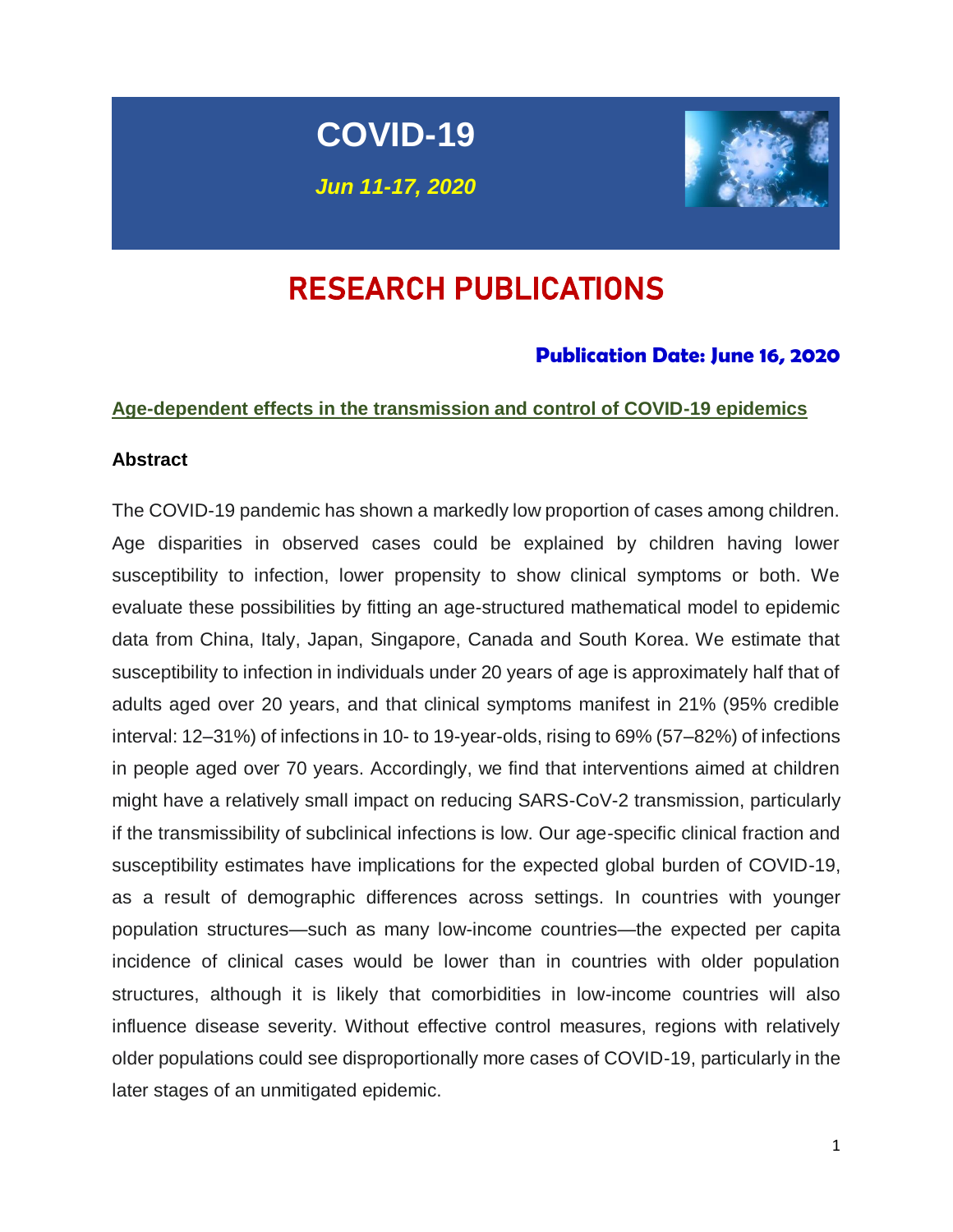# COVID-19

***Jun 11-17, 2020***

# RESEARCH PUBLICATIONS

### **Publication Date: June 16, 2020**

## Age-dependent effects in the transmission and control of COVID-19 epidemics

### **Abstract**

The COVID-19 pandemic has shown a markedly low proportion of cases among children. Age disparities in observed cases could be explained by children having lower susceptibility to infection, lower propensity to show clinical symptoms or both. We evaluate these possibilities by fitting an age-structured mathematical model to epidemic data from China, Italy, Japan, Singapore, Canada and South Korea. We estimate that susceptibility to infection in individuals under 20 years of age is approximately half that of adults aged over 20 years, and that clinical symptoms manifest in 21% (95% credible interval: 12–31%) of infections in 10- to 19-year-olds, rising to 69% (57–82%) of infections in people aged over 70 years. Accordingly, we find that interventions aimed at children might have a relatively small impact on reducing SARS-CoV-2 transmission, particularly if the transmissibility of subclinical infections is low. Our age-specific clinical fraction and susceptibility estimates have implications for the expected global burden of COVID-19, as a result of demographic differences across settings. In countries with younger population structures—such as many low-income countries—the expected per capita incidence of clinical cases would be lower than in countries with older population structures, although it is likely that comorbidities in low-income countries will also influence disease severity. Without effective control measures, regions with relatively older populations could see disproportionally more cases of COVID-19, particularly in the later stages of an unmitigated epidemic.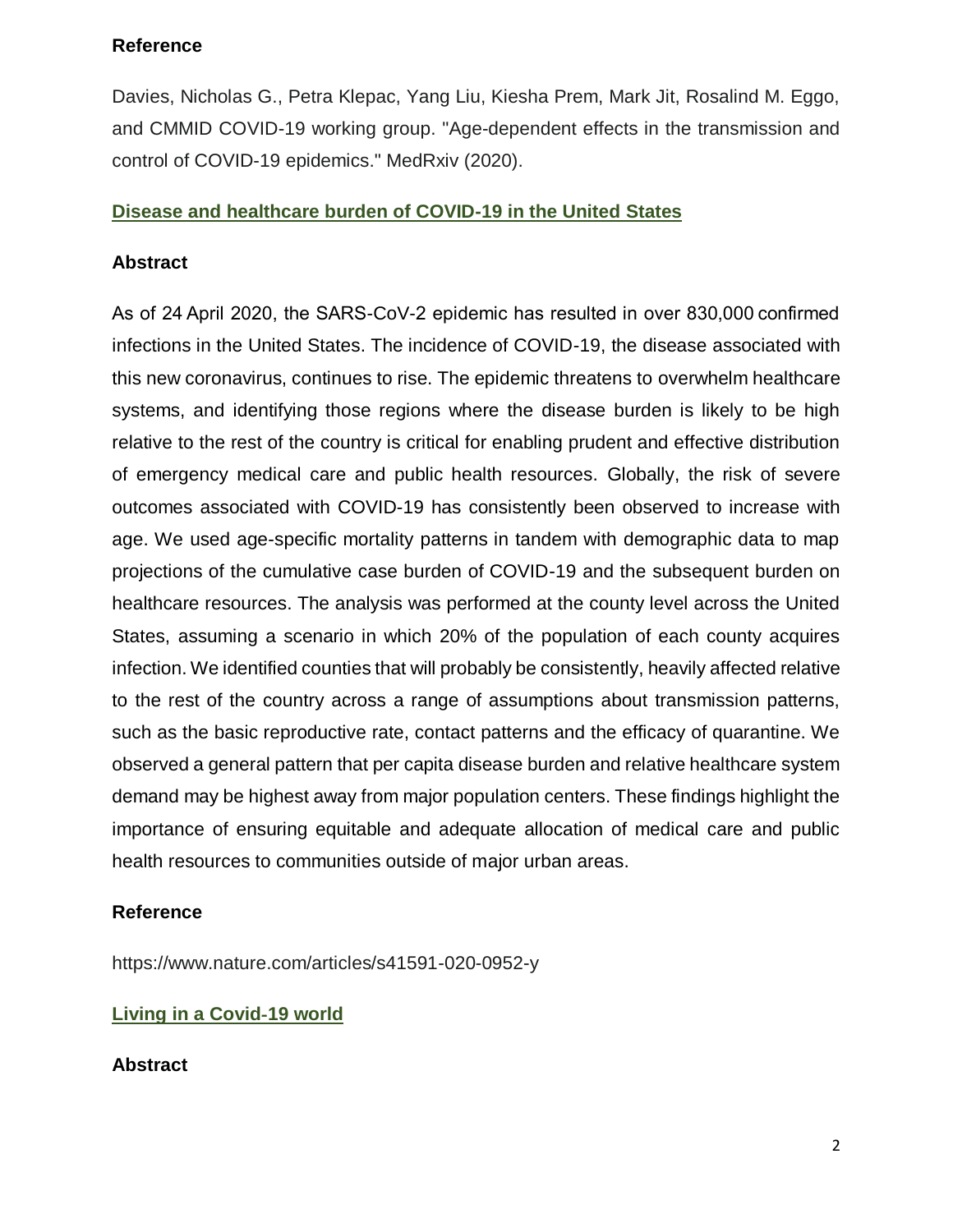### Reference

Davies, Nicholas G., Petra Klepac, Yang Liu, Kiesha Prem, Mark Jit, Rosalind M. Eggo, and CMMID COVID-19 working group. "Age-dependent effects in the transmission and control of COVID-19 epidemics." MedRxiv (2020).

## Disease and healthcare burden of COVID-19 in the United States

### Abstract

As of 24 April 2020, the SARS-CoV-2 epidemic has resulted in over 830,000 confirmed infections in the United States. The incidence of COVID-19, the disease associated with this new coronavirus, continues to rise. The epidemic threatens to overwhelm healthcare systems, and identifying those regions where the disease burden is likely to be high relative to the rest of the country is critical for enabling prudent and effective distribution of emergency medical care and public health resources. Globally, the risk of severe outcomes associated with COVID-19 has consistently been observed to increase with age. We used age-specific mortality patterns in tandem with demographic data to map projections of the cumulative case burden of COVID-19 and the subsequent burden on healthcare resources. The analysis was performed at the county level across the United States, assuming a scenario in which 20% of the population of each county acquires infection. We identified counties that will probably be consistently, heavily affected relative to the rest of the country across a range of assumptions about transmission patterns, such as the basic reproductive rate, contact patterns and the efficacy of quarantine. We observed a general pattern that per capita disease burden and relative healthcare system demand may be highest away from major population centers. These findings highlight the importance of ensuring equitable and adequate allocation of medical care and public health resources to communities outside of major urban areas.

### Reference

https://www.nature.com/articles/s41591-020-0952-y

## Living in a Covid-19 world

### Abstract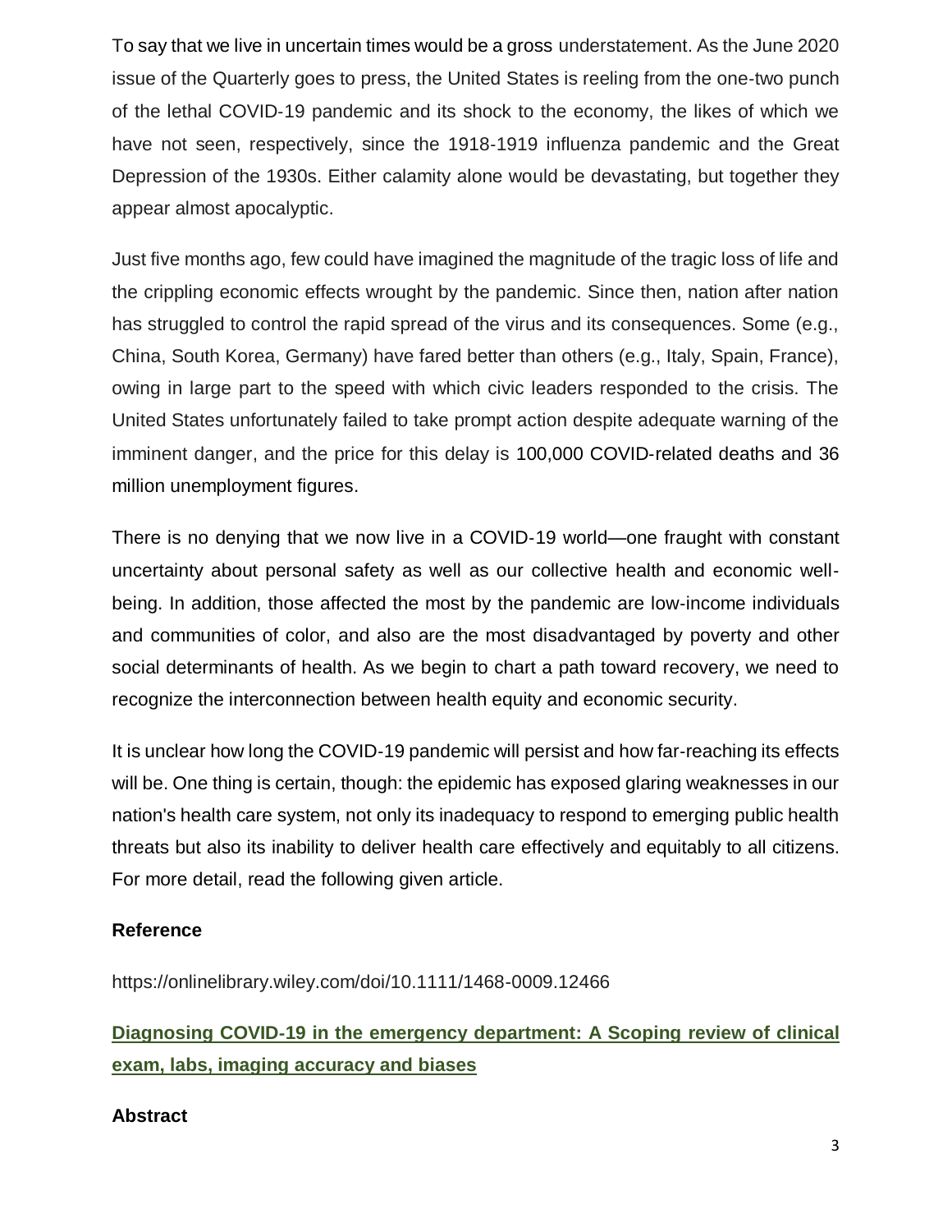To say that we live in uncertain times would be a gross understatement. As the June 2020 issue of the Quarterly goes to press, the United States is reeling from the one-two punch of the lethal COVID-19 pandemic and its shock to the economy, the likes of which we have not seen, respectively, since the 1918-1919 influenza pandemic and the Great Depression of the 1930s. Either calamity alone would be devastating, but together they appear almost apocalyptic.

Just five months ago, few could have imagined the magnitude of the tragic loss of life and the crippling economic effects wrought by the pandemic. Since then, nation after nation has struggled to control the rapid spread of the virus and its consequences. Some (e.g., China, South Korea, Germany) have fared better than others (e.g., Italy, Spain, France), owing in large part to the speed with which civic leaders responded to the crisis. The United States unfortunately failed to take prompt action despite adequate warning of the imminent danger, and the price for this delay is 100,000 COVID-related deaths and 36 million unemployment figures.

There is no denying that we now live in a COVID-19 world—one fraught with constant uncertainty about personal safety as well as our collective health and economic well-being. In addition, those affected the most by the pandemic are low-income individuals and communities of color, and also are the most disadvantaged by poverty and other social determinants of health. As we begin to chart a path toward recovery, we need to recognize the interconnection between health equity and economic security.

It is unclear how long the COVID-19 pandemic will persist and how far-reaching its effects will be. One thing is certain, though: the epidemic has exposed glaring weaknesses in our nation's health care system, not only its inadequacy to respond to emerging public health threats but also its inability to deliver health care effectively and equitably to all citizens. For more detail, read the following given article.

**Reference**

https://onlinelibrary.wiley.com/doi/10.1111/1468-0009.12466

**Diagnosing COVID-19 in the emergency department: A Scoping review of clinical exam, labs, imaging accuracy and biases**

**Abstract**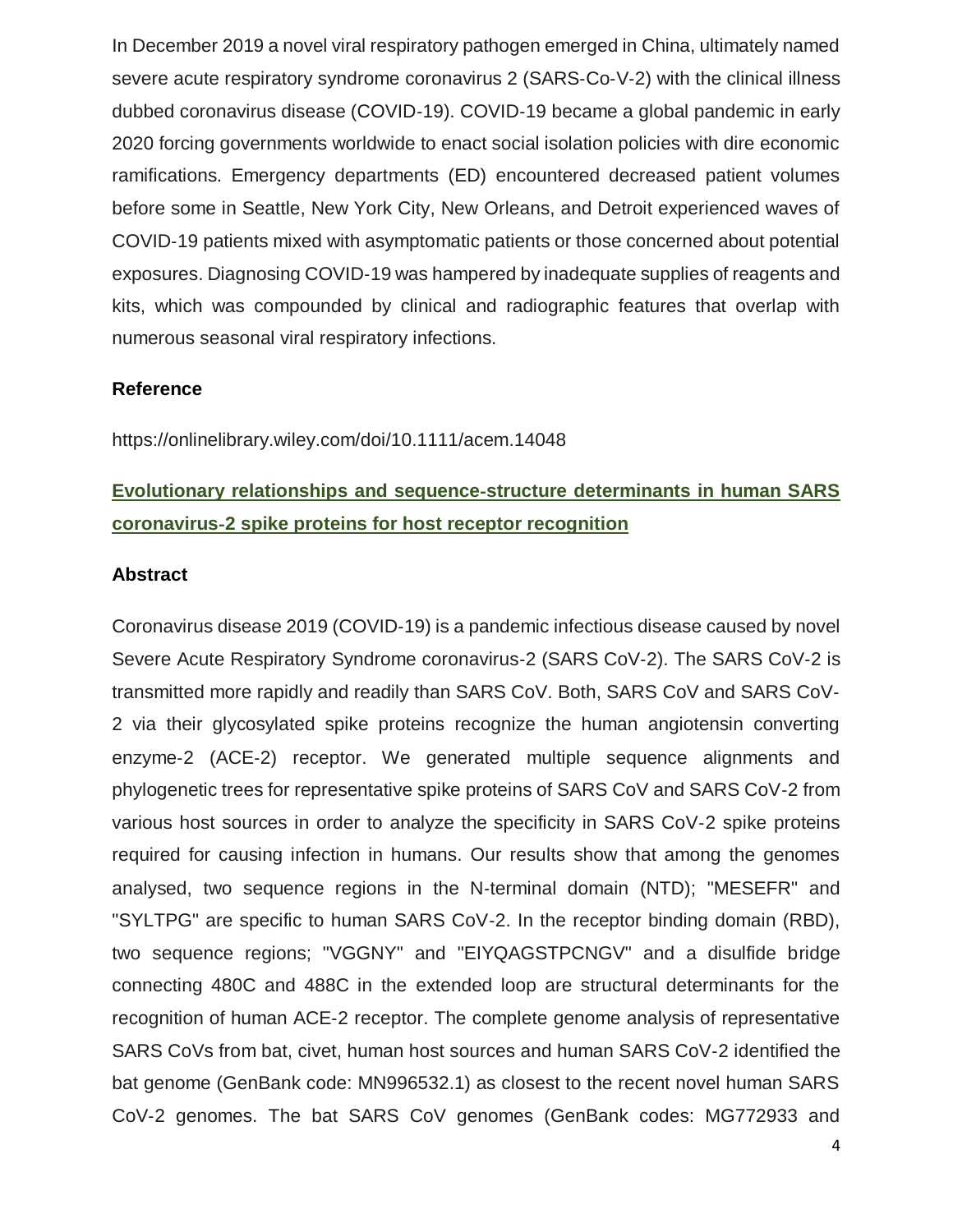In December 2019 a novel viral respiratory pathogen emerged in China, ultimately named severe acute respiratory syndrome coronavirus 2 (SARS-Co-V-2) with the clinical illness dubbed coronavirus disease (COVID-19). COVID-19 became a global pandemic in early 2020 forcing governments worldwide to enact social isolation policies with dire economic ramifications. Emergency departments (ED) encountered decreased patient volumes before some in Seattle, New York City, New Orleans, and Detroit experienced waves of COVID-19 patients mixed with asymptomatic patients or those concerned about potential exposures. Diagnosing COVID-19 was hampered by inadequate supplies of reagents and kits, which was compounded by clinical and radiographic features that overlap with numerous seasonal viral respiratory infections.

### Reference

https://onlinelibrary.wiley.com/doi/10.1111/acem.14048

## Evolutionary relationships and sequence-structure determinants in human SARS coronavirus-2 spike proteins for host receptor recognition

### Abstract

Coronavirus disease 2019 (COVID-19) is a pandemic infectious disease caused by novel Severe Acute Respiratory Syndrome coronavirus-2 (SARS CoV-2). The SARS CoV-2 is transmitted more rapidly and readily than SARS CoV. Both, SARS CoV and SARS CoV-2 via their glycosylated spike proteins recognize the human angiotensin converting enzyme-2 (ACE-2) receptor. We generated multiple sequence alignments and phylogenetic trees for representative spike proteins of SARS CoV and SARS CoV-2 from various host sources in order to analyze the specificity in SARS CoV-2 spike proteins required for causing infection in humans. Our results show that among the genomes analysed, two sequence regions in the N-terminal domain (NTD); "MESEFR" and "SYLTPG" are specific to human SARS CoV-2. In the receptor binding domain (RBD), two sequence regions; "VGGNY" and "EIYQAGSTPCNGV" and a disulfide bridge connecting 480C and 488C in the extended loop are structural determinants for the recognition of human ACE-2 receptor. The complete genome analysis of representative SARS CoVs from bat, civet, human host sources and human SARS CoV-2 identified the bat genome (GenBank code: MN996532.1) as closest to the recent novel human SARS CoV-2 genomes. The bat SARS CoV genomes (GenBank codes: MG772933 and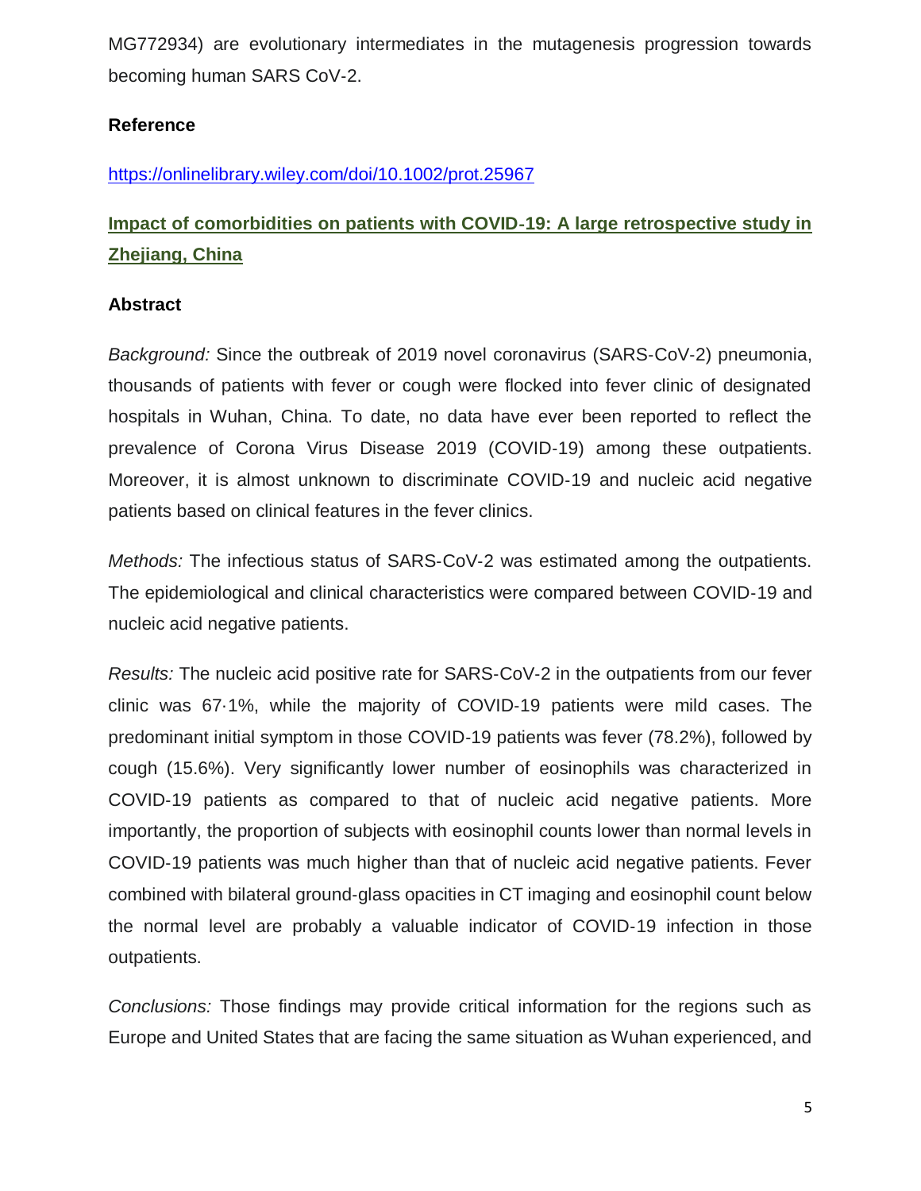MG772934) are evolutionary intermediates in the mutagenesis progression towards becoming human SARS CoV-2.

**Reference**

https://onlinelibrary.wiley.com/doi/10.1002/prot.25967

## Impact of comorbidities on patients with COVID-19: A large retrospective study in Zhejiang, China

**Abstract**

*Background:* Since the outbreak of 2019 novel coronavirus (SARS-CoV-2) pneumonia, thousands of patients with fever or cough were flocked into fever clinic of designated hospitals in Wuhan, China. To date, no data have ever been reported to reflect the prevalence of Corona Virus Disease 2019 (COVID-19) among these outpatients. Moreover, it is almost unknown to discriminate COVID-19 and nucleic acid negative patients based on clinical features in the fever clinics.

*Methods:* The infectious status of SARS-CoV-2 was estimated among the outpatients. The epidemiological and clinical characteristics were compared between COVID-19 and nucleic acid negative patients.

*Results:* The nucleic acid positive rate for SARS-CoV-2 in the outpatients from our fever clinic was 67·1%, while the majority of COVID-19 patients were mild cases. The predominant initial symptom in those COVID-19 patients was fever (78.2%), followed by cough (15.6%). Very significantly lower number of eosinophils was characterized in COVID-19 patients as compared to that of nucleic acid negative patients. More importantly, the proportion of subjects with eosinophil counts lower than normal levels in COVID-19 patients was much higher than that of nucleic acid negative patients. Fever combined with bilateral ground-glass opacities in CT imaging and eosinophil count below the normal level are probably a valuable indicator of COVID-19 infection in those outpatients.

*Conclusions:* Those findings may provide critical information for the regions such as Europe and United States that are facing the same situation as Wuhan experienced, and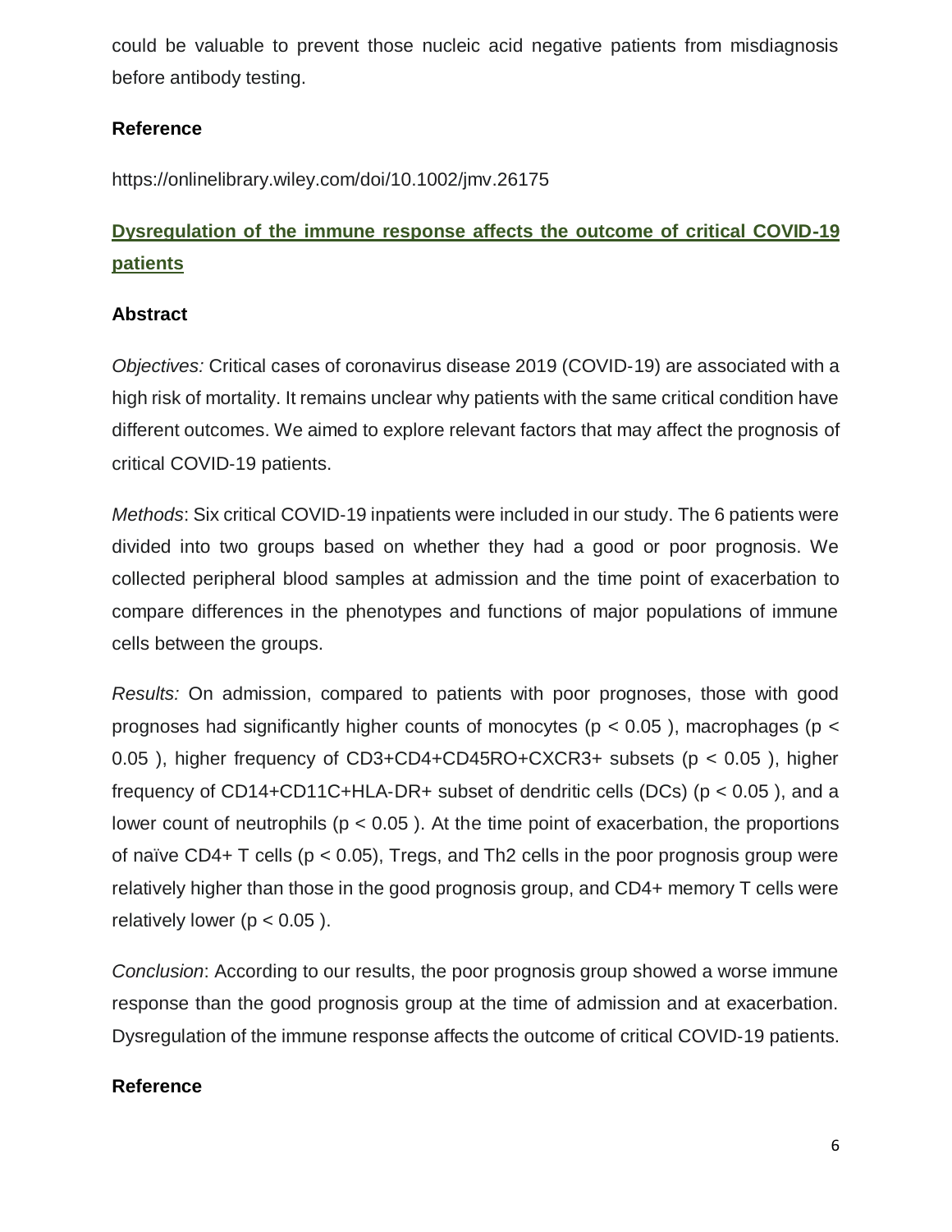could be valuable to prevent those nucleic acid negative patients from misdiagnosis before antibody testing.

### Reference

https://onlinelibrary.wiley.com/doi/10.1002/jmv.26175

## Dysregulation of the immune response affects the outcome of critical COVID-19 patients

### Abstract

*Objectives:* Critical cases of coronavirus disease 2019 (COVID-19) are associated with a high risk of mortality. It remains unclear why patients with the same critical condition have different outcomes. We aimed to explore relevant factors that may affect the prognosis of critical COVID-19 patients.

*Methods*: Six critical COVID-19 inpatients were included in our study. The 6 patients were divided into two groups based on whether they had a good or poor prognosis. We collected peripheral blood samples at admission and the time point of exacerbation to compare differences in the phenotypes and functions of major populations of immune cells between the groups.

*Results:* On admission, compared to patients with poor prognoses, those with good prognoses had significantly higher counts of monocytes ($p < 0.05$), macrophages ($p < 0.05$), higher frequency of CD3+CD4+CD45RO+CXCR3+ subsets ($p < 0.05$), higher frequency of CD14+CD11C+HLA-DR+ subset of dendritic cells (DCs) ($p < 0.05$), and a lower count of neutrophils ($p < 0.05$). At the time point of exacerbation, the proportions of naïve CD4+ T cells ($p < 0.05$), Tregs, and Th2 cells in the poor prognosis group were relatively higher than those in the good prognosis group, and CD4+ memory T cells were relatively lower ($p < 0.05$).

*Conclusion*: According to our results, the poor prognosis group showed a worse immune response than the good prognosis group at the time of admission and at exacerbation. Dysregulation of the immune response affects the outcome of critical COVID-19 patients.

### Reference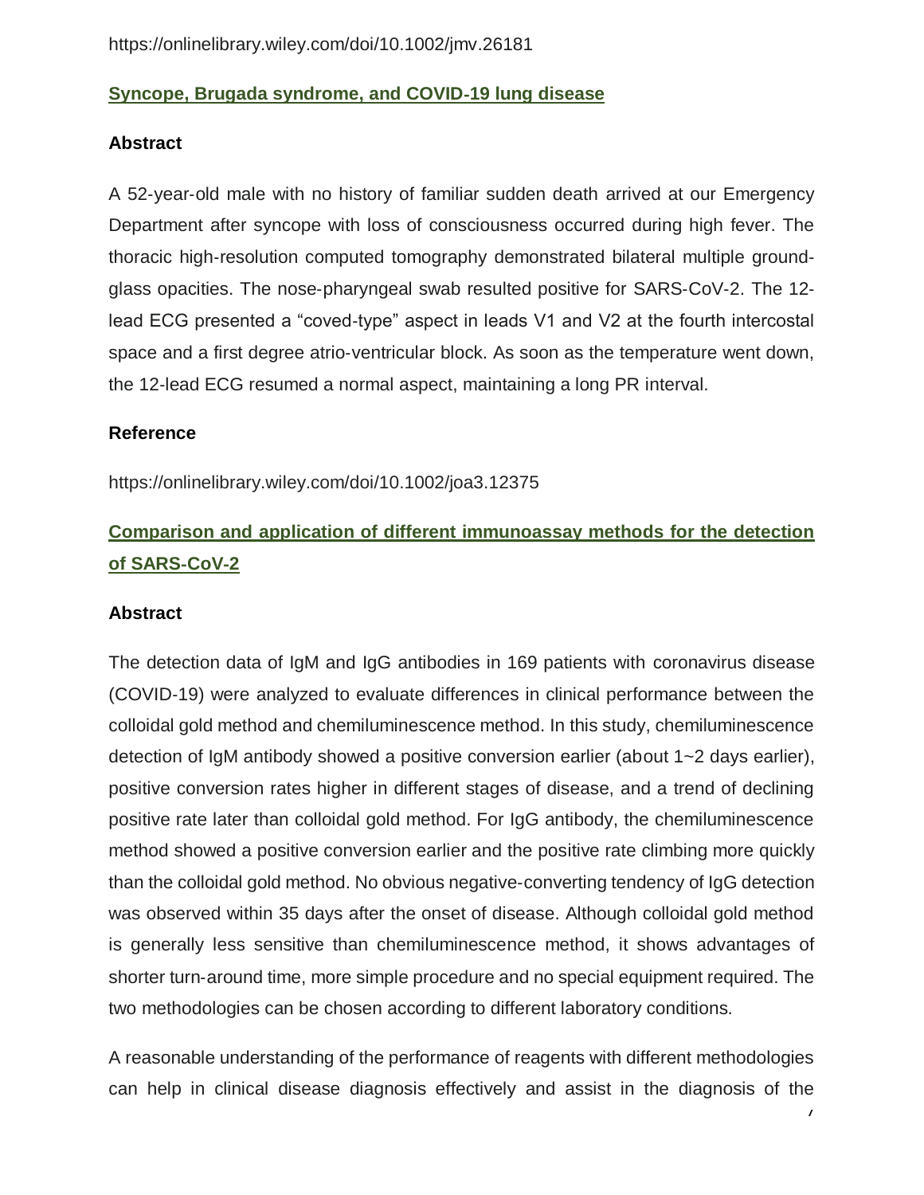https://onlinelibrary.wiley.com/doi/10.1002/jmv.26181

## Syncope, Brugada syndrome, and COVID-19 lung disease

### Abstract

A 52-year-old male with no history of familiar sudden death arrived at our Emergency Department after syncope with loss of consciousness occurred during high fever. The thoracic high-resolution computed tomography demonstrated bilateral multiple ground-glass opacities. The nose-pharyngeal swab resulted positive for SARS-CoV-2. The 12-lead ECG presented a “coved-type” aspect in leads V1 and V2 at the fourth intercostal space and a first degree atrio-ventricular block. As soon as the temperature went down, the 12-lead ECG resumed a normal aspect, maintaining a long PR interval.

### Reference

https://onlinelibrary.wiley.com/doi/10.1002/joa3.12375

## Comparison and application of different immunoassay methods for the detection of SARS-CoV-2

### Abstract

The detection data of IgM and IgG antibodies in 169 patients with coronavirus disease (COVID-19) were analyzed to evaluate differences in clinical performance between the colloidal gold method and chemiluminescence method. In this study, chemiluminescence detection of IgM antibody showed a positive conversion earlier (about 1~2 days earlier), positive conversion rates higher in different stages of disease, and a trend of declining positive rate later than colloidal gold method. For IgG antibody, the chemiluminescence method showed a positive conversion earlier and the positive rate climbing more quickly than the colloidal gold method. No obvious negative-converting tendency of IgG detection was observed within 35 days after the onset of disease. Although colloidal gold method is generally less sensitive than chemiluminescence method, it shows advantages of shorter turn-around time, more simple procedure and no special equipment required. The two methodologies can be chosen according to different laboratory conditions.

A reasonable understanding of the performance of reagents with different methodologies can help in clinical disease diagnosis effectively and assist in the diagnosis of the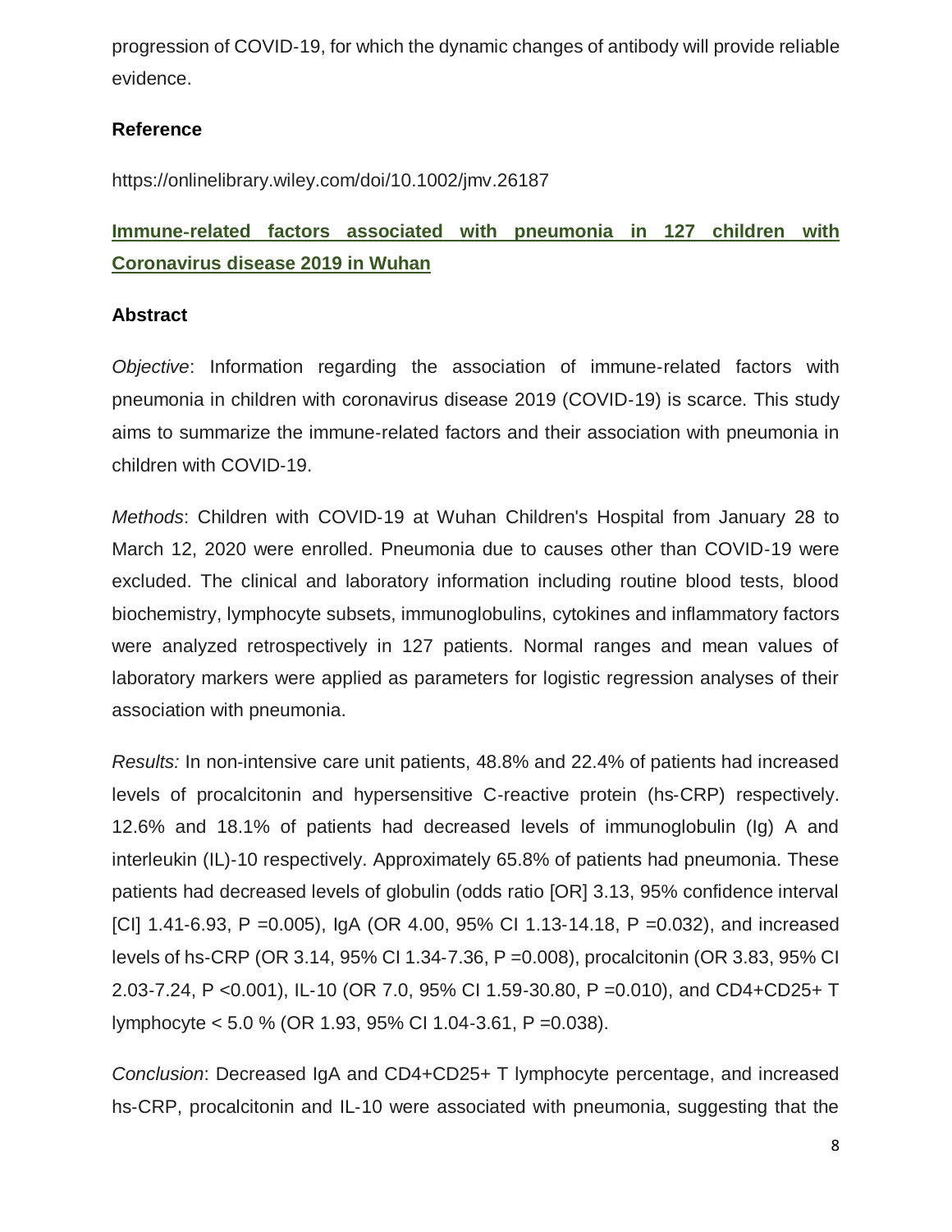progression of COVID-19, for which the dynamic changes of antibody will provide reliable evidence.

## Reference

https://onlinelibrary.wiley.com/doi/10.1002/jmv.26187

## Immune-related factors associated with pneumonia in 127 children with Coronavirus disease 2019 in Wuhan

### Abstract

*Objective*: Information regarding the association of immune-related factors with pneumonia in children with coronavirus disease 2019 (COVID-19) is scarce. This study aims to summarize the immune-related factors and their association with pneumonia in children with COVID-19.

*Methods*: Children with COVID-19 at Wuhan Children's Hospital from January 28 to March 12, 2020 were enrolled. Pneumonia due to causes other than COVID-19 were excluded. The clinical and laboratory information including routine blood tests, blood biochemistry, lymphocyte subsets, immunoglobulins, cytokines and inflammatory factors were analyzed retrospectively in 127 patients. Normal ranges and mean values of laboratory markers were applied as parameters for logistic regression analyses of their association with pneumonia.

*Results:* In non-intensive care unit patients, 48.8% and 22.4% of patients had increased levels of procalcitonin and hypersensitive C-reactive protein (hs-CRP) respectively. 12.6% and 18.1% of patients had decreased levels of immunoglobulin (Ig) A and interleukin (IL)-10 respectively. Approximately 65.8% of patients had pneumonia. These patients had decreased levels of globulin (odds ratio [OR] 3.13, 95% confidence interval [CI] 1.41-6.93, P =0.005), IgA (OR 4.00, 95% CI 1.13-14.18, P =0.032), and increased levels of hs-CRP (OR 3.14, 95% CI 1.34-7.36, P =0.008), procalcitonin (OR 3.83, 95% CI 2.03-7.24, P <0.001), IL-10 (OR 7.0, 95% CI 1.59-30.80, P =0.010), and CD4+CD25+ T lymphocyte < 5.0 % (OR 1.93, 95% CI 1.04-3.61, P =0.038).

*Conclusion*: Decreased IgA and CD4+CD25+ T lymphocyte percentage, and increased hs-CRP, procalcitonin and IL-10 were associated with pneumonia, suggesting that the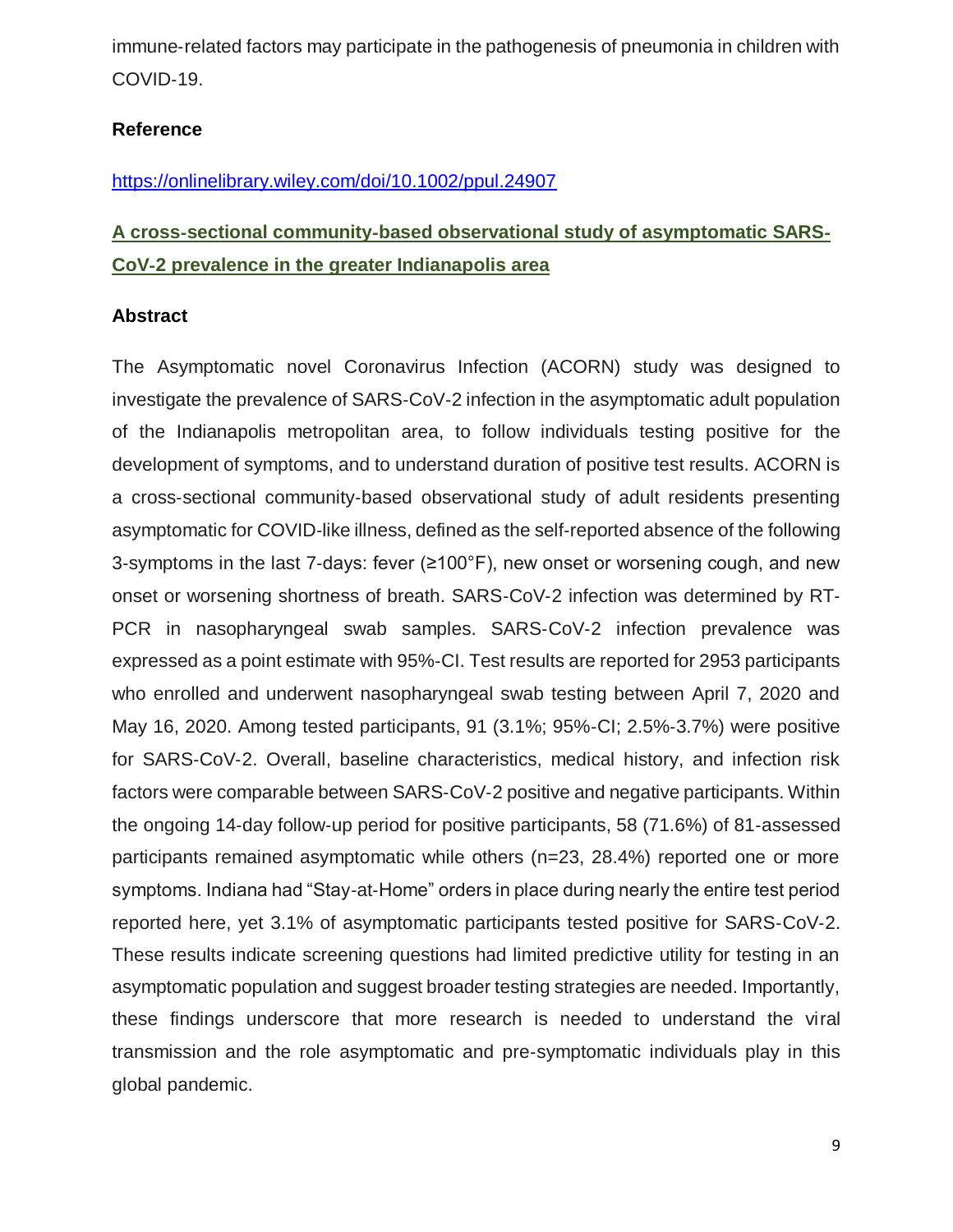immune-related factors may participate in the pathogenesis of pneumonia in children with COVID-19.

**Reference**

https://onlinelibrary.wiley.com/doi/10.1002/ppul.24907

## A cross-sectional community-based observational study of asymptomatic SARS-CoV-2 prevalence in the greater Indianapolis area

**Abstract**

The Asymptomatic novel Coronavirus Infection (ACORN) study was designed to investigate the prevalence of SARS-CoV-2 infection in the asymptomatic adult population of the Indianapolis metropolitan area, to follow individuals testing positive for the development of symptoms, and to understand duration of positive test results. ACORN is a cross-sectional community-based observational study of adult residents presenting asymptomatic for COVID-like illness, defined as the self-reported absence of the following 3-symptoms in the last 7-days: fever (≥100°F), new onset or worsening cough, and new onset or worsening shortness of breath. SARS-CoV-2 infection was determined by RT-PCR in nasopharyngeal swab samples. SARS-CoV-2 infection prevalence was expressed as a point estimate with 95%-CI. Test results are reported for 2953 participants who enrolled and underwent nasopharyngeal swab testing between April 7, 2020 and May 16, 2020. Among tested participants, 91 (3.1%; 95%-CI; 2.5%-3.7%) were positive for SARS-CoV-2. Overall, baseline characteristics, medical history, and infection risk factors were comparable between SARS-CoV-2 positive and negative participants. Within the ongoing 14-day follow-up period for positive participants, 58 (71.6%) of 81-assessed participants remained asymptomatic while others (n=23, 28.4%) reported one or more symptoms. Indiana had "Stay-at-Home" orders in place during nearly the entire test period reported here, yet 3.1% of asymptomatic participants tested positive for SARS-CoV-2. These results indicate screening questions had limited predictive utility for testing in an asymptomatic population and suggest broader testing strategies are needed. Importantly, these findings underscore that more research is needed to understand the viral transmission and the role asymptomatic and pre-symptomatic individuals play in this global pandemic.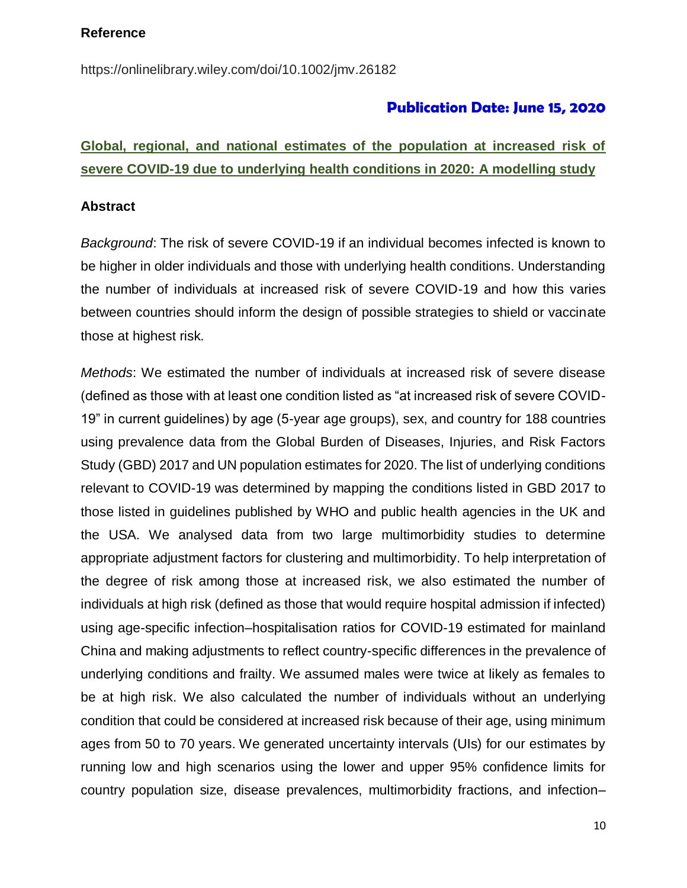**Reference**

https://onlinelibrary.wiley.com/doi/10.1002/jmv.26182

**Publication Date: June 15, 2020**

## Global, regional, and national estimates of the population at increased risk of severe COVID-19 due to underlying health conditions in 2020: A modelling study

### Abstract

*Background*: The risk of severe COVID-19 if an individual becomes infected is known to be higher in older individuals and those with underlying health conditions. Understanding the number of individuals at increased risk of severe COVID-19 and how this varies between countries should inform the design of possible strategies to shield or vaccinate those at highest risk.

*Methods*: We estimated the number of individuals at increased risk of severe disease (defined as those with at least one condition listed as "at increased risk of severe COVID-19" in current guidelines) by age (5-year age groups), sex, and country for 188 countries using prevalence data from the Global Burden of Diseases, Injuries, and Risk Factors Study (GBD) 2017 and UN population estimates for 2020. The list of underlying conditions relevant to COVID-19 was determined by mapping the conditions listed in GBD 2017 to those listed in guidelines published by WHO and public health agencies in the UK and the USA. We analysed data from two large multimorbidity studies to determine appropriate adjustment factors for clustering and multimorbidity. To help interpretation of the degree of risk among those at increased risk, we also estimated the number of individuals at high risk (defined as those that would require hospital admission if infected) using age-specific infection–hospitalisation ratios for COVID-19 estimated for mainland China and making adjustments to reflect country-specific differences in the prevalence of underlying conditions and frailty. We assumed males were twice at likely as females to be at high risk. We also calculated the number of individuals without an underlying condition that could be considered at increased risk because of their age, using minimum ages from 50 to 70 years. We generated uncertainty intervals (UIs) for our estimates by running low and high scenarios using the lower and upper 95% confidence limits for country population size, disease prevalences, multimorbidity fractions, and infection–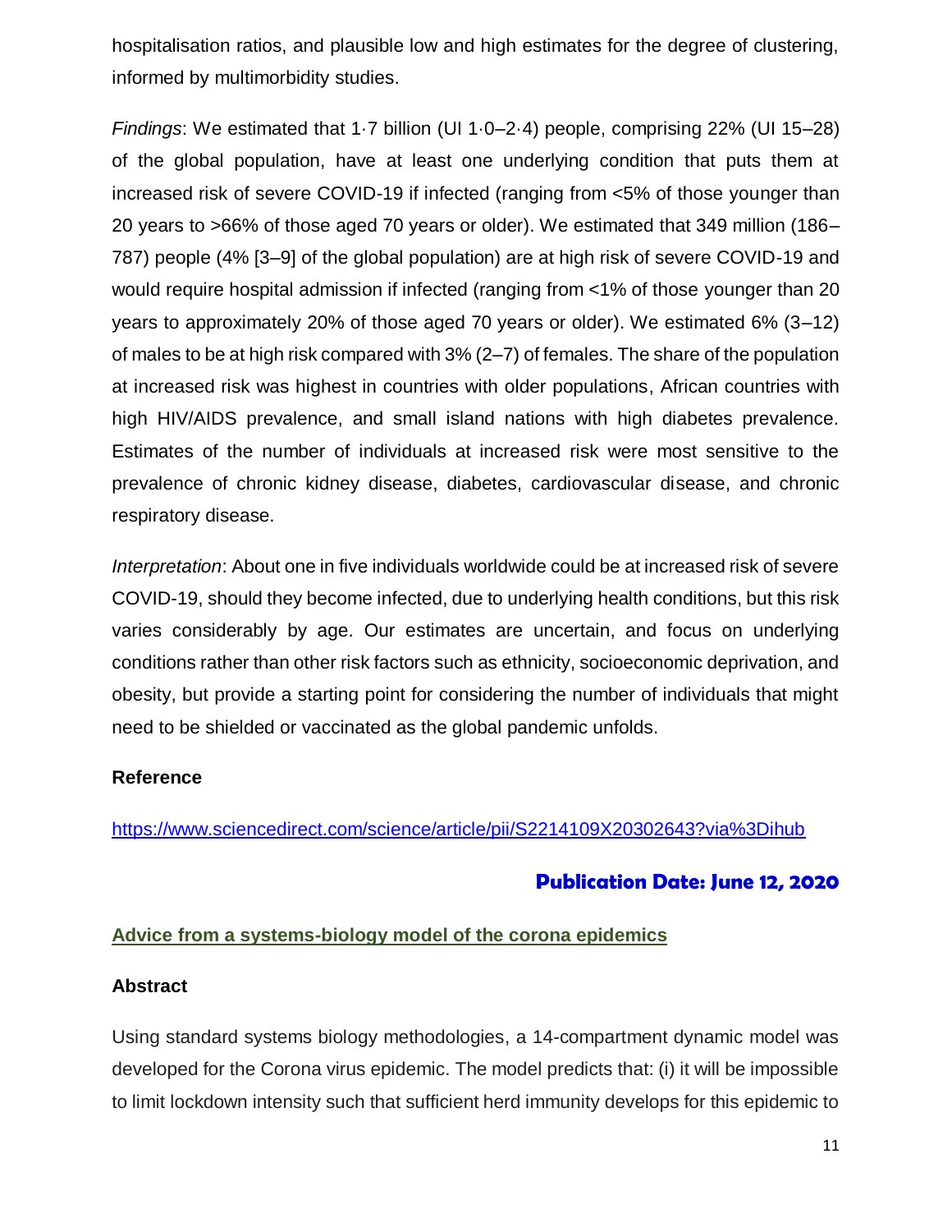hospitalisation ratios, and plausible low and high estimates for the degree of clustering, informed by multimorbidity studies.

*Findings*: We estimated that 1·7 billion (UI 1·0–2·4) people, comprising 22% (UI 15–28) of the global population, have at least one underlying condition that puts them at increased risk of severe COVID-19 if infected (ranging from <5% of those younger than 20 years to >66% of those aged 70 years or older). We estimated that 349 million (186–787) people (4% [3–9] of the global population) are at high risk of severe COVID-19 and would require hospital admission if infected (ranging from <1% of those younger than 20 years to approximately 20% of those aged 70 years or older). We estimated 6% (3–12) of males to be at high risk compared with 3% (2–7) of females. The share of the population at increased risk was highest in countries with older populations, African countries with high HIV/AIDS prevalence, and small island nations with high diabetes prevalence. Estimates of the number of individuals at increased risk were most sensitive to the prevalence of chronic kidney disease, diabetes, cardiovascular disease, and chronic respiratory disease.

*Interpretation*: About one in five individuals worldwide could be at increased risk of severe COVID-19, should they become infected, due to underlying health conditions, but this risk varies considerably by age. Our estimates are uncertain, and focus on underlying conditions rather than other risk factors such as ethnicity, socioeconomic deprivation, and obesity, but provide a starting point for considering the number of individuals that might need to be shielded or vaccinated as the global pandemic unfolds.

**Reference**

https://www.sciencedirect.com/science/article/pii/S2214109X20302643?via%3Dihub

**Publication Date: June 12, 2020**

## Advice from a systems-biology model of the corona epidemics

**Abstract**

Using standard systems biology methodologies, a 14-compartment dynamic model was developed for the Corona virus epidemic. The model predicts that: (i) it will be impossible to limit lockdown intensity such that sufficient herd immunity develops for this epidemic to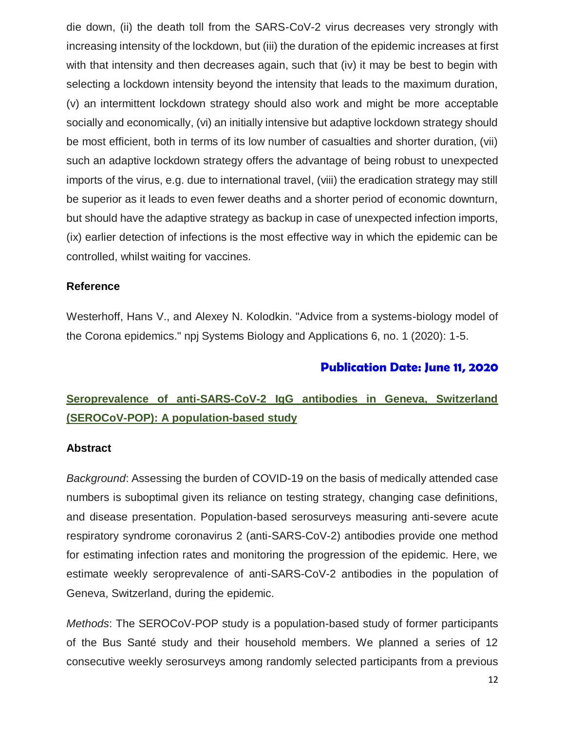die down, (ii) the death toll from the SARS-CoV-2 virus decreases very strongly with increasing intensity of the lockdown, but (iii) the duration of the epidemic increases at first with that intensity and then decreases again, such that (iv) it may be best to begin with selecting a lockdown intensity beyond the intensity that leads to the maximum duration, (v) an intermittent lockdown strategy should also work and might be more acceptable socially and economically, (vi) an initially intensive but adaptive lockdown strategy should be most efficient, both in terms of its low number of casualties and shorter duration, (vii) such an adaptive lockdown strategy offers the advantage of being robust to unexpected imports of the virus, e.g. due to international travel, (viii) the eradication strategy may still be superior as it leads to even fewer deaths and a shorter period of economic downturn, but should have the adaptive strategy as backup in case of unexpected infection imports, (ix) earlier detection of infections is the most effective way in which the epidemic can be controlled, whilst waiting for vaccines.

**Reference**

Westerhoff, Hans V., and Alexey N. Kolodkin. "Advice from a systems-biology model of the Corona epidemics." npj Systems Biology and Applications 6, no. 1 (2020): 1-5.

**Publication Date: June 11, 2020**

## Seroprevalence of anti-SARS-CoV-2 IgG antibodies in Geneva, Switzerland (SEROCoV-POP): A population-based study

**Abstract**

*Background*: Assessing the burden of COVID-19 on the basis of medically attended case numbers is suboptimal given its reliance on testing strategy, changing case definitions, and disease presentation. Population-based serosurveys measuring anti-severe acute respiratory syndrome coronavirus 2 (anti-SARS-CoV-2) antibodies provide one method for estimating infection rates and monitoring the progression of the epidemic. Here, we estimate weekly seroprevalence of anti-SARS-CoV-2 antibodies in the population of Geneva, Switzerland, during the epidemic.

*Methods*: The SEROCoV-POP study is a population-based study of former participants of the Bus Santé study and their household members. We planned a series of 12 consecutive weekly serosurveys among randomly selected participants from a previous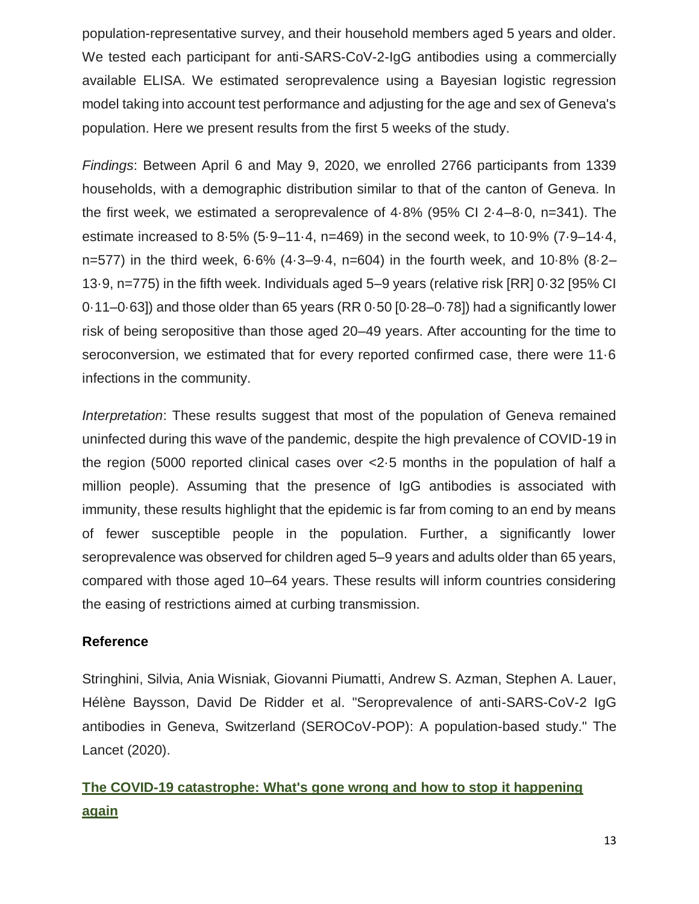population-representative survey, and their household members aged 5 years and older. We tested each participant for anti-SARS-CoV-2-IgG antibodies using a commercially available ELISA. We estimated seroprevalence using a Bayesian logistic regression model taking into account test performance and adjusting for the age and sex of Geneva's population. Here we present results from the first 5 weeks of the study.

*Findings*: Between April 6 and May 9, 2020, we enrolled 2766 participants from 1339 households, with a demographic distribution similar to that of the canton of Geneva. In the first week, we estimated a seroprevalence of 4·8% (95% CI 2·4–8·0, n=341). The estimate increased to 8·5% (5·9–11·4, n=469) in the second week, to 10·9% (7·9–14·4, n=577) in the third week, 6·6% (4·3–9·4, n=604) in the fourth week, and 10·8% (8·2–13·9, n=775) in the fifth week. Individuals aged 5–9 years (relative risk [RR] 0·32 [95% CI 0·11–0·63]) and those older than 65 years (RR 0·50 [0·28–0·78]) had a significantly lower risk of being seropositive than those aged 20–49 years. After accounting for the time to seroconversion, we estimated that for every reported confirmed case, there were 11·6 infections in the community.

*Interpretation*: These results suggest that most of the population of Geneva remained uninfected during this wave of the pandemic, despite the high prevalence of COVID-19 in the region (5000 reported clinical cases over <2·5 months in the population of half a million people). Assuming that the presence of IgG antibodies is associated with immunity, these results highlight that the epidemic is far from coming to an end by means of fewer susceptible people in the population. Further, a significantly lower seroprevalence was observed for children aged 5–9 years and adults older than 65 years, compared with those aged 10–64 years. These results will inform countries considering the easing of restrictions aimed at curbing transmission.

**Reference**

Stringhini, Silvia, Ania Wisniak, Giovanni Piumatti, Andrew S. Azman, Stephen A. Lauer, Hélène Baysson, David De Ridder et al. "Seroprevalence of anti-SARS-CoV-2 IgG antibodies in Geneva, Switzerland (SEROCoV-POP): A population-based study." The Lancet (2020).

## The COVID-19 catastrophe: What's gone wrong and how to stop it happening again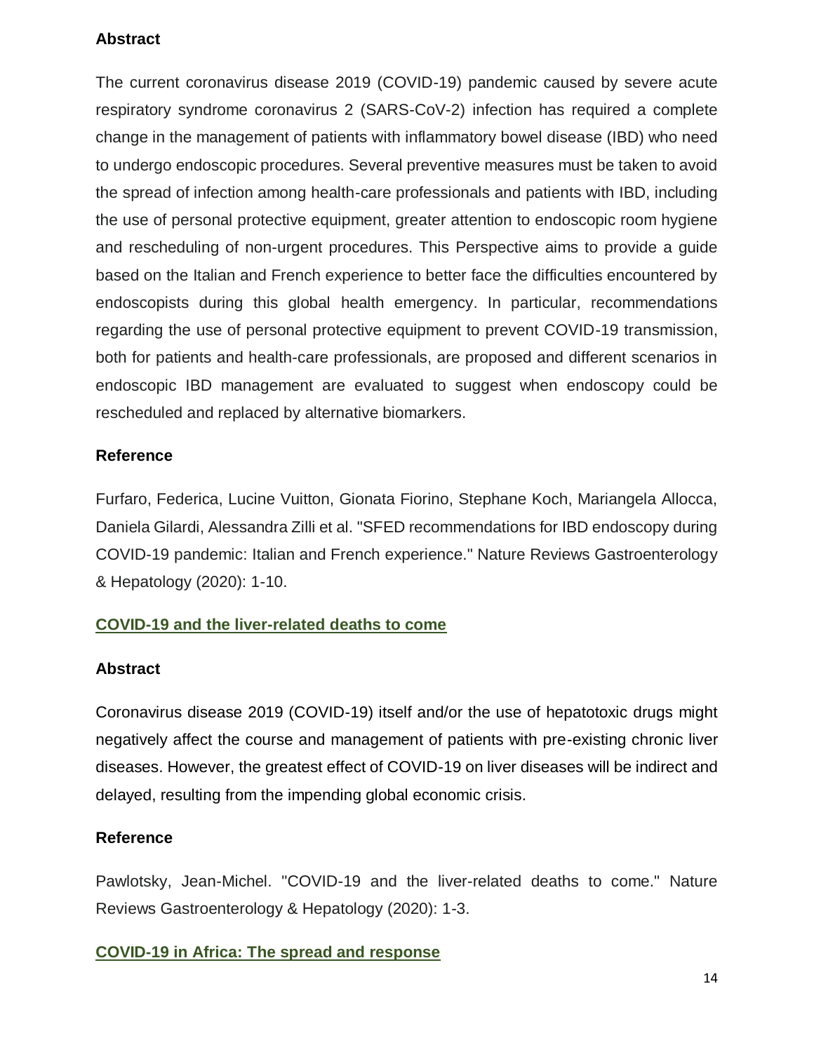### Abstract

The current coronavirus disease 2019 (COVID-19) pandemic caused by severe acute respiratory syndrome coronavirus 2 (SARS-CoV-2) infection has required a complete change in the management of patients with inflammatory bowel disease (IBD) who need to undergo endoscopic procedures. Several preventive measures must be taken to avoid the spread of infection among health-care professionals and patients with IBD, including the use of personal protective equipment, greater attention to endoscopic room hygiene and rescheduling of non-urgent procedures. This Perspective aims to provide a guide based on the Italian and French experience to better face the difficulties encountered by endoscopists during this global health emergency. In particular, recommendations regarding the use of personal protective equipment to prevent COVID-19 transmission, both for patients and health-care professionals, are proposed and different scenarios in endoscopic IBD management are evaluated to suggest when endoscopy could be rescheduled and replaced by alternative biomarkers.

### Reference

Furfaro, Federica, Lucine Vuitton, Gionata Fiorino, Stephane Koch, Mariangela Allocca, Daniela Gilardi, Alessandra Zilli et al. "SFED recommendations for IBD endoscopy during COVID-19 pandemic: Italian and French experience." Nature Reviews Gastroenterology & Hepatology (2020): 1-10.

## COVID-19 and the liver-related deaths to come

### Abstract

Coronavirus disease 2019 (COVID-19) itself and/or the use of hepatotoxic drugs might negatively affect the course and management of patients with pre-existing chronic liver diseases. However, the greatest effect of COVID-19 on liver diseases will be indirect and delayed, resulting from the impending global economic crisis.

### Reference

Pawlotsky, Jean-Michel. "COVID-19 and the liver-related deaths to come." Nature Reviews Gastroenterology & Hepatology (2020): 1-3.

## COVID-19 in Africa: The spread and response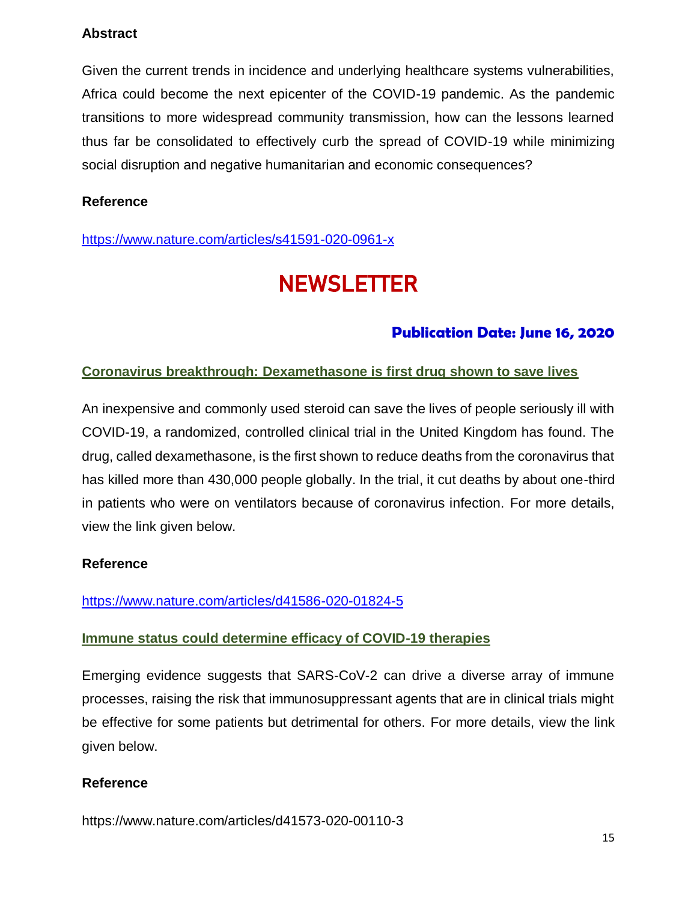**Abstract**

Given the current trends in incidence and underlying healthcare systems vulnerabilities, Africa could become the next epicenter of the COVID-19 pandemic. As the pandemic transitions to more widespread community transmission, how can the lessons learned thus far be consolidated to effectively curb the spread of COVID-19 while minimizing social disruption and negative humanitarian and economic consequences?

**Reference**

https://www.nature.com/articles/s41591-020-0961-x

# NEWSLETTER

**Publication Date: June 16, 2020**

## Coronavirus breakthrough: Dexamethasone is first drug shown to save lives

An inexpensive and commonly used steroid can save the lives of people seriously ill with COVID-19, a randomized, controlled clinical trial in the United Kingdom has found. The drug, called dexamethasone, is the first shown to reduce deaths from the coronavirus that has killed more than 430,000 people globally. In the trial, it cut deaths by about one-third in patients who were on ventilators because of coronavirus infection. For more details, view the link given below.

**Reference**

https://www.nature.com/articles/d41586-020-01824-5

## Immune status could determine efficacy of COVID-19 therapies

Emerging evidence suggests that SARS-CoV-2 can drive a diverse array of immune processes, raising the risk that immunosuppressant agents that are in clinical trials might be effective for some patients but detrimental for others. For more details, view the link given below.

**Reference**

https://www.nature.com/articles/d41573-020-00110-3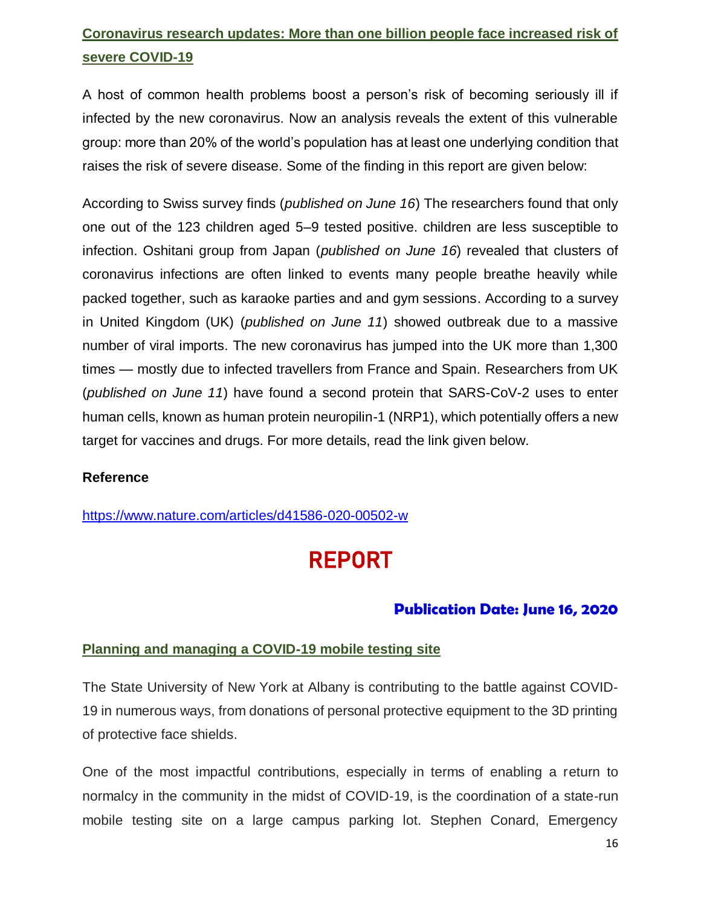## [Coronavirus research updates: More than one billion people face increased risk of severe COVID-19](https://www.nature.com/articles/d41586-020-00502-w)

A host of common health problems boost a person's risk of becoming seriously ill if infected by the new coronavirus. Now an analysis reveals the extent of this vulnerable group: more than 20% of the world's population has at least one underlying condition that raises the risk of severe disease. Some of the finding in this report are given below:

According to Swiss survey finds (*published on June 16*) The researchers found that only one out of the 123 children aged 5–9 tested positive. children are less susceptible to infection. Oshitani group from Japan (*published on June 16*) revealed that clusters of coronavirus infections are often linked to events many people breathe heavily while packed together, such as karaoke parties and and gym sessions. According to a survey in United Kingdom (UK) (*published on June 11*) showed outbreak due to a massive number of viral imports. The new coronavirus has jumped into the UK more than 1,300 times — mostly due to infected travellers from France and Spain. Researchers from UK (*published on June 11*) have found a second protein that SARS-CoV-2 uses to enter human cells, known as human protein neuropilin-1 (NRP1), which potentially offers a new target for vaccines and drugs. For more details, read the link given below.

**Reference**

https://www.nature.com/articles/d41586-020-00502-w

# REPORT

### Publication Date: June 16, 2020

## Planning and managing a COVID-19 mobile testing site

The State University of New York at Albany is contributing to the battle against COVID-19 in numerous ways, from donations of personal protective equipment to the 3D printing of protective face shields.

One of the most impactful contributions, especially in terms of enabling a return to normalcy in the community in the midst of COVID-19, is the coordination of a state-run mobile testing site on a large campus parking lot. Stephen Conard, Emergency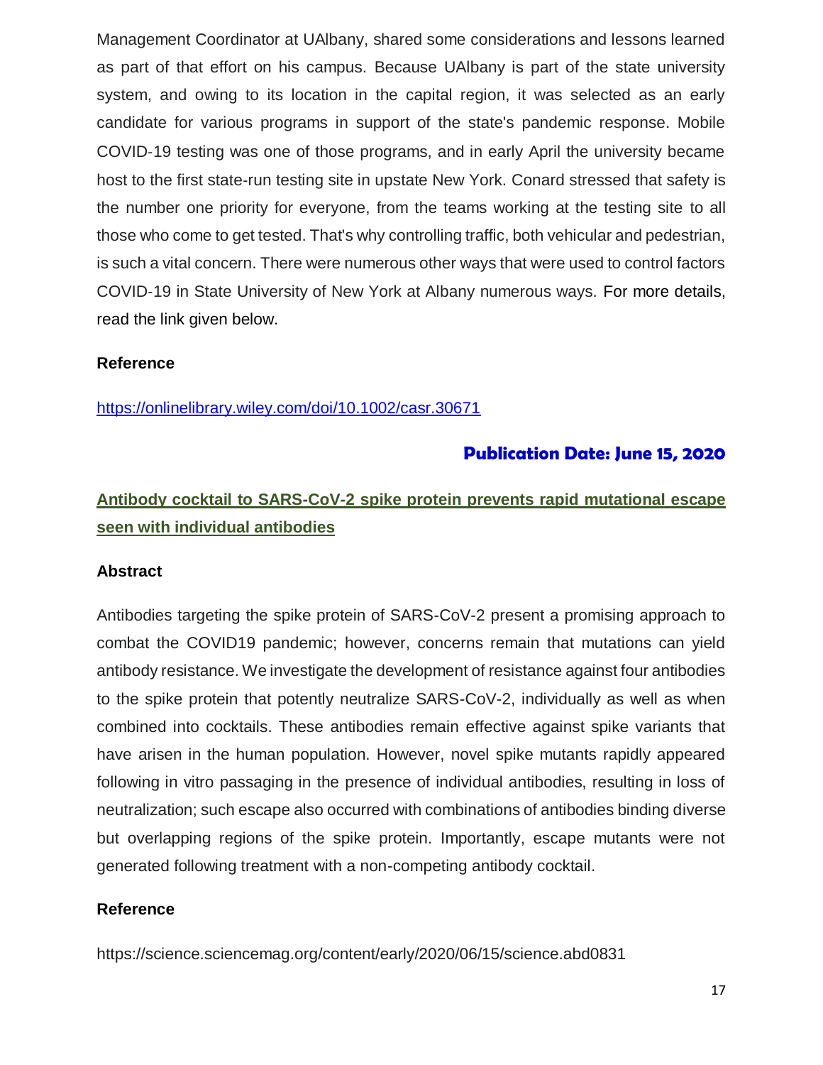Management Coordinator at UAlbany, shared some considerations and lessons learned as part of that effort on his campus. Because UAlbany is part of the state university system, and owing to its location in the capital region, it was selected as an early candidate for various programs in support of the state's pandemic response. Mobile COVID-19 testing was one of those programs, and in early April the university became host to the first state-run testing site in upstate New York. Conard stressed that safety is the number one priority for everyone, from the teams working at the testing site to all those who come to get tested. That's why controlling traffic, both vehicular and pedestrian, is such a vital concern. There were numerous other ways that were used to control factors COVID-19 in State University of New York at Albany numerous ways. For more details, read the link given below.

**Reference**

https://onlinelibrary.wiley.com/doi/10.1002/casr.30671

**Publication Date: June 15, 2020**

## Antibody cocktail to SARS-CoV-2 spike protein prevents rapid mutational escape seen with individual antibodies

**Abstract**

Antibodies targeting the spike protein of SARS-CoV-2 present a promising approach to combat the COVID19 pandemic; however, concerns remain that mutations can yield antibody resistance. We investigate the development of resistance against four antibodies to the spike protein that potently neutralize SARS-CoV-2, individually as well as when combined into cocktails. These antibodies remain effective against spike variants that have arisen in the human population. However, novel spike mutants rapidly appeared following in vitro passaging in the presence of individual antibodies, resulting in loss of neutralization; such escape also occurred with combinations of antibodies binding diverse but overlapping regions of the spike protein. Importantly, escape mutants were not generated following treatment with a non-competing antibody cocktail.

**Reference**

https://science.sciencemag.org/content/early/2020/06/15/science.abd0831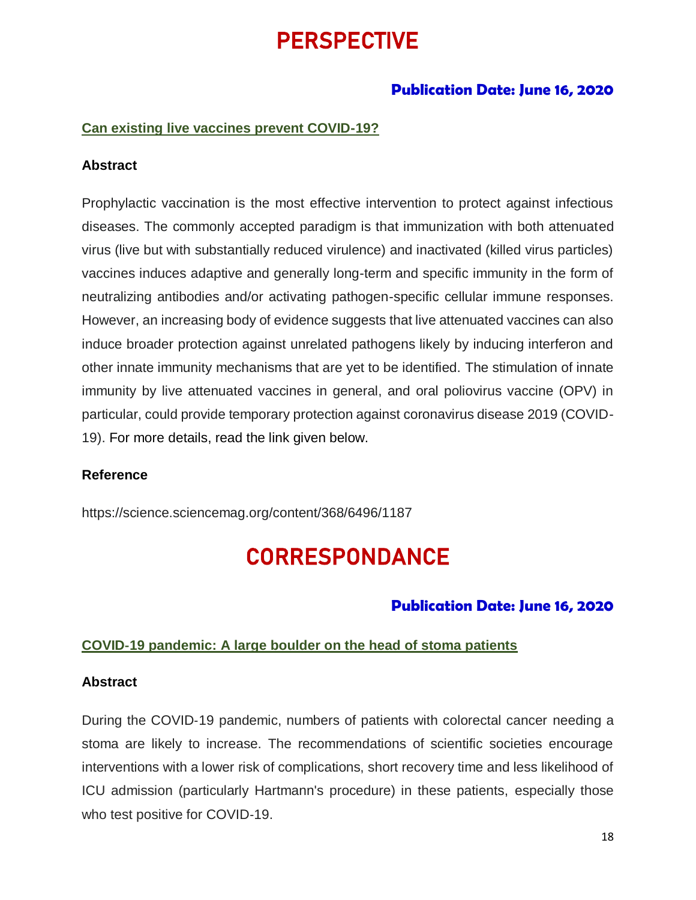# PERSPECTIVE

**Publication Date: June 16, 2020**

### Can existing live vaccines prevent COVID-19?

**Abstract**

Prophylactic vaccination is the most effective intervention to protect against infectious diseases. The commonly accepted paradigm is that immunization with both attenuated virus (live but with substantially reduced virulence) and inactivated (killed virus particles) vaccines induces adaptive and generally long-term and specific immunity in the form of neutralizing antibodies and/or activating pathogen-specific cellular immune responses. However, an increasing body of evidence suggests that live attenuated vaccines can also induce broader protection against unrelated pathogens likely by inducing interferon and other innate immunity mechanisms that are yet to be identified. The stimulation of innate immunity by live attenuated vaccines in general, and oral poliovirus vaccine (OPV) in particular, could provide temporary protection against coronavirus disease 2019 (COVID-19). For more details, read the link given below.

**Reference**

https://science.sciencemag.org/content/368/6496/1187

# CORRESPONDANCE

**Publication Date: June 16, 2020**

### COVID-19 pandemic: A large boulder on the head of stoma patients

**Abstract**

During the COVID-19 pandemic, numbers of patients with colorectal cancer needing a stoma are likely to increase. The recommendations of scientific societies encourage interventions with a lower risk of complications, short recovery time and less likelihood of ICU admission (particularly Hartmann's procedure) in these patients, especially those who test positive for COVID-19.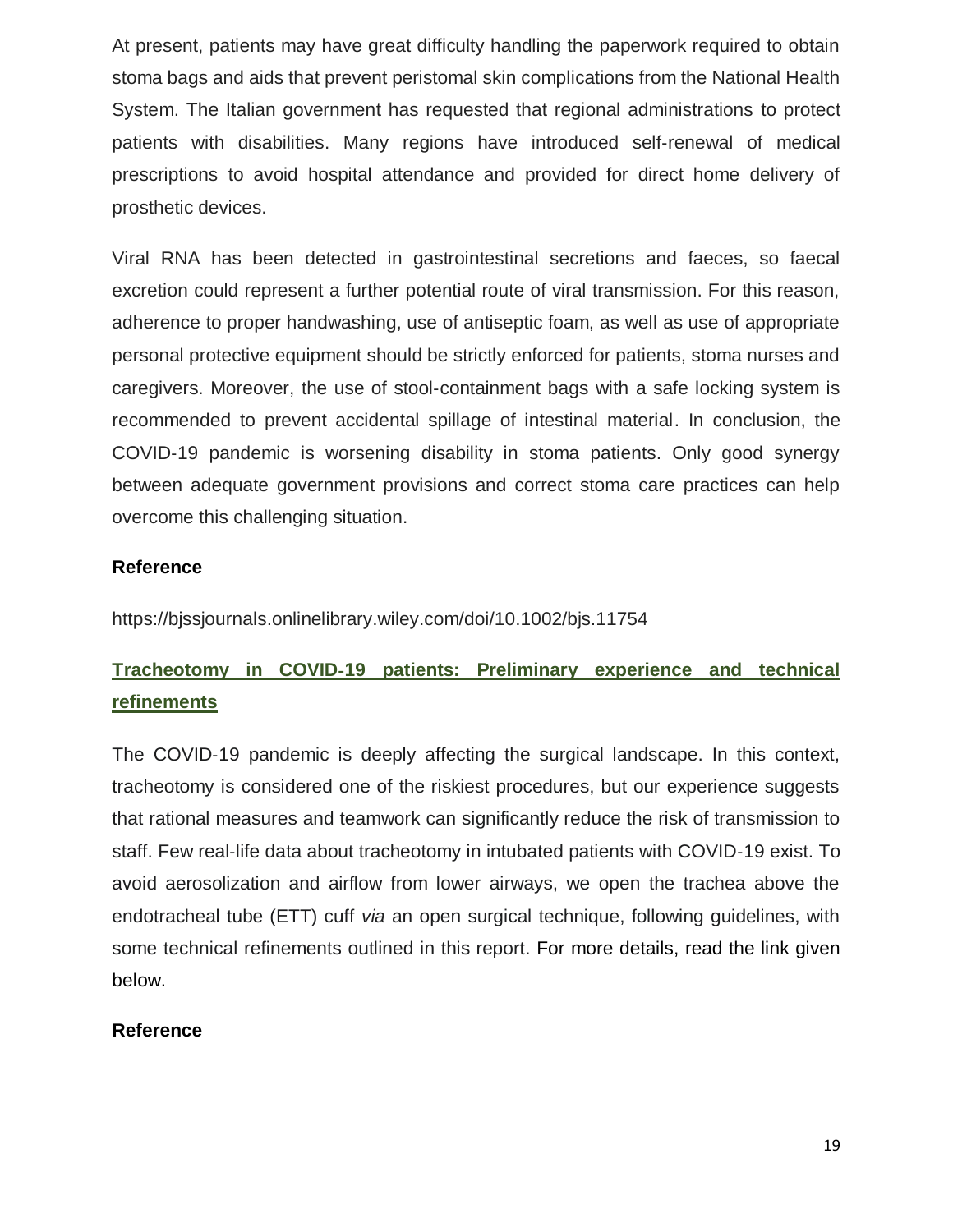At present, patients may have great difficulty handling the paperwork required to obtain stoma bags and aids that prevent peristomal skin complications from the National Health System. The Italian government has requested that regional administrations to protect patients with disabilities. Many regions have introduced self-renewal of medical prescriptions to avoid hospital attendance and provided for direct home delivery of prosthetic devices.

Viral RNA has been detected in gastrointestinal secretions and faeces, so faecal excretion could represent a further potential route of viral transmission. For this reason, adherence to proper handwashing, use of antiseptic foam, as well as use of appropriate personal protective equipment should be strictly enforced for patients, stoma nurses and caregivers. Moreover, the use of stool-containment bags with a safe locking system is recommended to prevent accidental spillage of intestinal material. In conclusion, the COVID-19 pandemic is worsening disability in stoma patients. Only good synergy between adequate government provisions and correct stoma care practices can help overcome this challenging situation.

**Reference**

https://bjssjournals.onlinelibrary.wiley.com/doi/10.1002/bjs.11754

## Tracheotomy in COVID-19 patients: Preliminary experience and technical refinements

The COVID-19 pandemic is deeply affecting the surgical landscape. In this context, tracheotomy is considered one of the riskiest procedures, but our experience suggests that rational measures and teamwork can significantly reduce the risk of transmission to staff. Few real-life data about tracheotomy in intubated patients with COVID-19 exist. To avoid aerosolization and airflow from lower airways, we open the trachea above the endotracheal tube (ETT) cuff *via* an open surgical technique, following guidelines, with some technical refinements outlined in this report. For more details, read the link given below.

**Reference**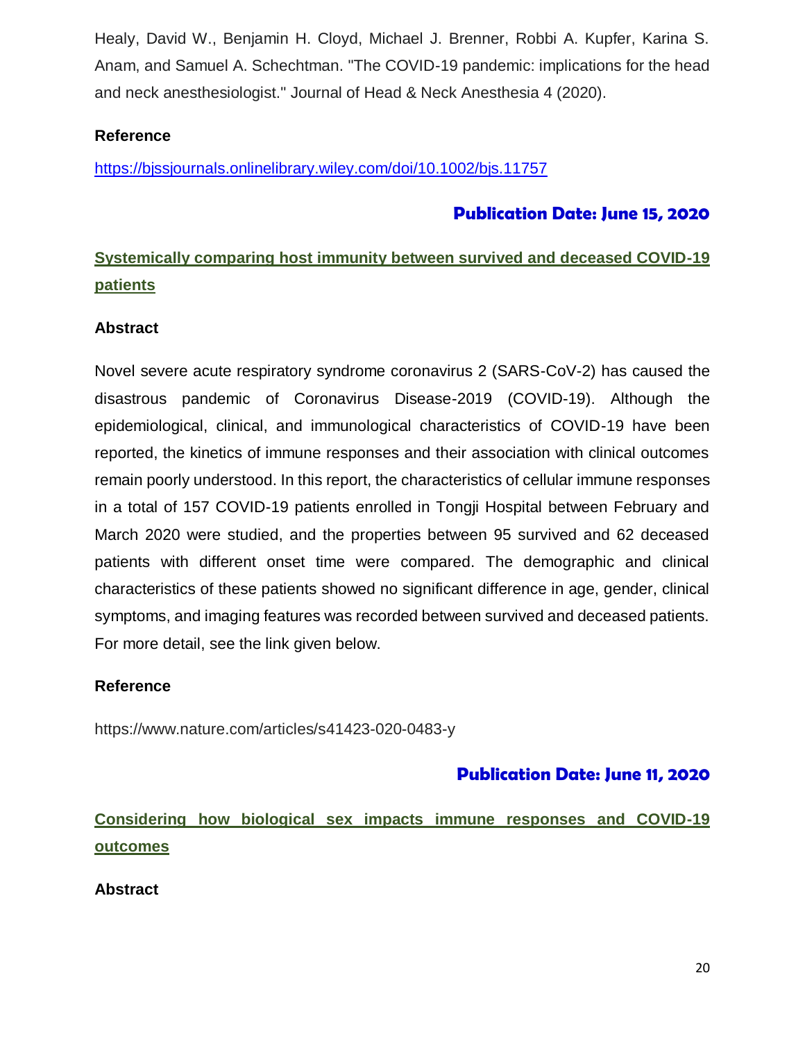Healy, David W., Benjamin H. Cloyd, Michael J. Brenner, Robbi A. Kupfer, Karina S. Anam, and Samuel A. Schechtman. "The COVID-19 pandemic: implications for the head and neck anesthesiologist." Journal of Head & Neck Anesthesia 4 (2020).

**Reference**

https://bjssjournals.onlinelibrary.wiley.com/doi/10.1002/bjs.11757

## Publication Date: June 15, 2020

### Systemically comparing host immunity between survived and deceased COVID-19 patients

**Abstract**

Novel severe acute respiratory syndrome coronavirus 2 (SARS-CoV-2) has caused the disastrous pandemic of Coronavirus Disease-2019 (COVID-19). Although the epidemiological, clinical, and immunological characteristics of COVID-19 have been reported, the kinetics of immune responses and their association with clinical outcomes remain poorly understood. In this report, the characteristics of cellular immune responses in a total of 157 COVID-19 patients enrolled in Tongji Hospital between February and March 2020 were studied, and the properties between 95 survived and 62 deceased patients with different onset time were compared. The demographic and clinical characteristics of these patients showed no significant difference in age, gender, clinical symptoms, and imaging features was recorded between survived and deceased patients. For more detail, see the link given below.

**Reference**

https://www.nature.com/articles/s41423-020-0483-y

## Publication Date: June 11, 2020

### Considering how biological sex impacts immune responses and COVID-19 outcomes

**Abstract**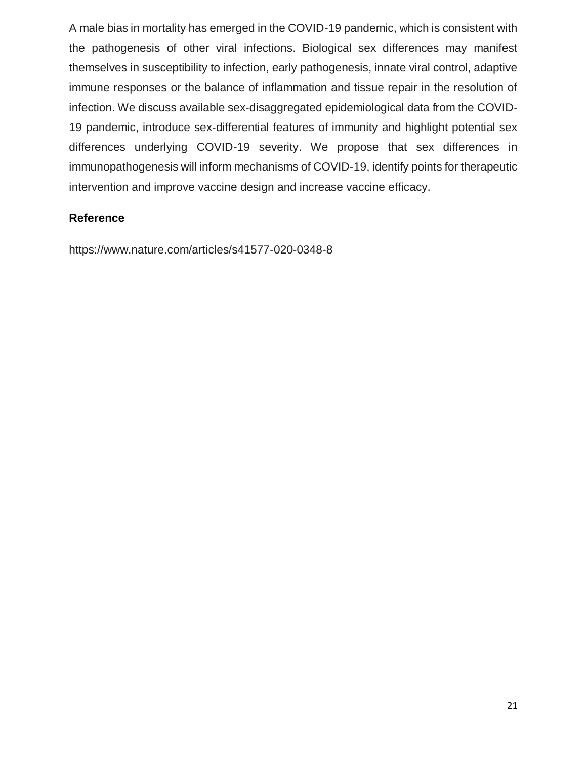A male bias in mortality has emerged in the COVID-19 pandemic, which is consistent with the pathogenesis of other viral infections. Biological sex differences may manifest themselves in susceptibility to infection, early pathogenesis, innate viral control, adaptive immune responses or the balance of inflammation and tissue repair in the resolution of infection. We discuss available sex-disaggregated epidemiological data from the COVID-19 pandemic, introduce sex-differential features of immunity and highlight potential sex differences underlying COVID-19 severity. We propose that sex differences in immunopathogenesis will inform mechanisms of COVID-19, identify points for therapeutic intervention and improve vaccine design and increase vaccine efficacy.

**Reference**

https://www.nature.com/articles/s41577-020-0348-8